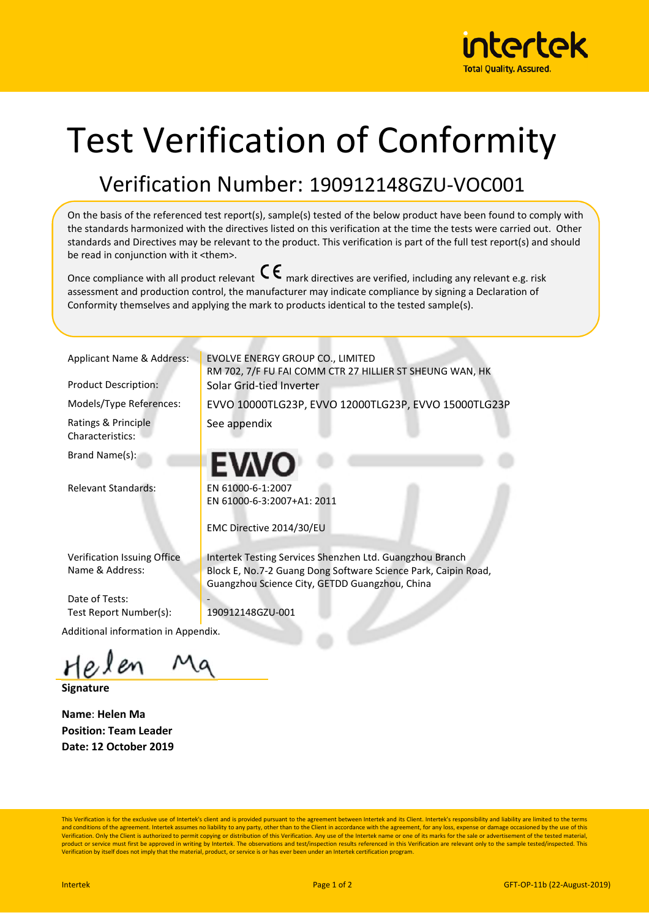intertek
Total Quality. Assured.

# Test Verification of Conformity

## Verification Number: 190912148GZU-VOC001

On the basis of the referenced test report(s), sample(s) tested of the below product have been found to comply with the standards harmonized with the directives listed on this verification at the time the tests were carried out. Other standards and Directives may be relevant to the product. This verification is part of the full test report(s) and should be read in conjunction with it <them>.

Once compliance with all product relevant CE mark directives are verified, including any relevant e.g. risk assessment and production control, the manufacturer may indicate compliance by signing a Declaration of Conformity themselves and applying the mark to products identical to the tested sample(s).

| | |
|---|---|
| Applicant Name & Address: | EVOLVE ENERGY GROUP CO., LIMITED<br>RM 702, 7/F FU FAI COMM CTR 27 HILLIER ST SHEUNG WAN, HK |
| Product Description: | Solar Grid-tied Inverter |
| Models/Type References: | EVVO 10000TLG23P, EVVO 12000TLG23P, EVVO 15000TLG23P |
| Ratings & Principle Characteristics: | See appendix |
| Brand Name(s): | EVVO |
| Relevant Standards: | EN 61000-6-1:2007<br>EN 61000-6-3:2007+A1: 2011<br><br>EMC Directive 2014/30/EU |
| Verification Issuing Office Name & Address: | Intertek Testing Services Shenzhen Ltd. Guangzhou Branch<br>Block E, No.7-2 Guang Dong Software Science Park, Caipin Road, Guangzhou Science City, GETDD Guangzhou, China |
| Date of Tests: | - |
| Test Report Number(s): | 190912148GZU-001 |

Additional information in Appendix.

Helen Ma

**Signature**

**Name**: **Helen Ma**
**Position: Team Leader**
**Date: 12 October 2019**

This Verification is for the exclusive use of Intertek's client and is provided pursuant to the agreement between Intertek and its Client. Intertek's responsibility and liability are limited to the terms and conditions of the agreement. Intertek assumes no liability to any party, other than to the Client in accordance with the agreement, for any loss, expense or damage occasioned by the use of this Verification. Only the Client is authorized to permit copying or distribution of this Verification. Any use of the Intertek name or one of its marks for the sale or advertisement of the tested material, product or service must first be approved in writing by Intertek. The observations and test/inspection results referenced in this Verification are relevant only to the sample tested/inspected. This Verification by itself does not imply that the material, product, or service is or has ever been under an Intertek certification program.

Intertek GFT-OP-11b (22-August-2019)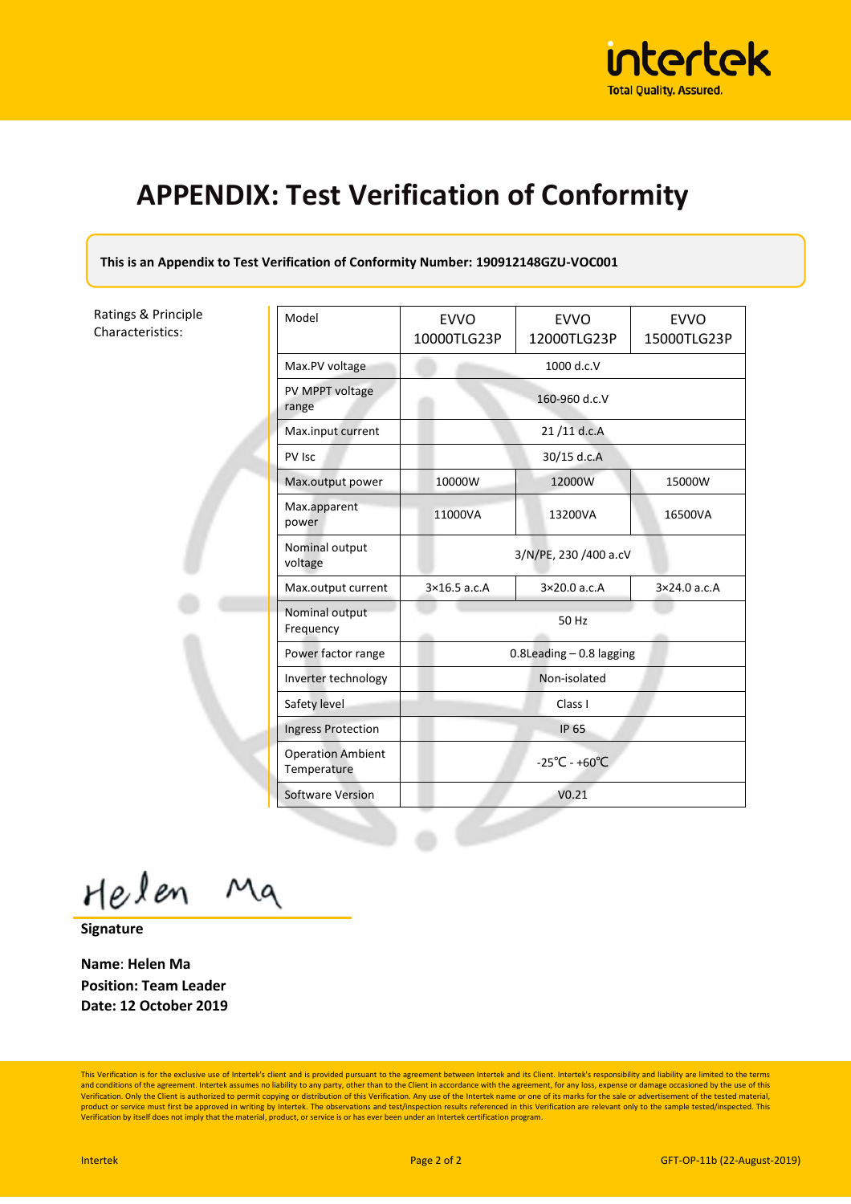# APPENDIX: Test Verification of Conformity

**This is an Appendix to Test Verification of Conformity Number: 190912148GZU-VOC001**

Ratings & Principle Characteristics:

| Model | EVVO 10000TLG23P | EVVO 12000TLG23P | EVVO 15000TLG23P |
|---|---|---|---|
| Max.PV voltage | 1000 d.c.V | | |
| PV MPPT voltage range | 160-960 d.c.V | | |
| Max.input current | 21 /11 d.c.A | | |
| PV Isc | 30/15 d.c.A | | |
| Max.output power | 10000W | 12000W | 15000W |
| Max.apparent power | 11000VA | 13200VA | 16500VA |
| Nominal output voltage | 3/N/PE, 230 /400 a.cV | | |
| Max.output current | 3×16.5 a.c.A | 3×20.0 a.c.A | 3×24.0 a.c.A |
| Nominal output Frequency | 50 Hz | | |
| Power factor range | 0.8Leading – 0.8 lagging | | |
| Inverter technology | Non-isolated | | |
| Safety level | Class I | | |
| Ingress Protection | IP 65 | | |
| Operation Ambient Temperature | -25℃ - +60℃ | | |
| Software Version | V0.21 | | |

Helen Ma

**Signature**

**Name**: **Helen Ma**
**Position: Team Leader**
**Date: 12 October 2019**

This Verification is for the exclusive use of Intertek's client and is provided pursuant to the agreement between Intertek and its Client. Intertek's responsibility and liability are limited to the terms and conditions of the agreement. Intertek assumes no liability to any party, other than to the Client in accordance with the agreement, for any loss, expense or damage occasioned by the use of this Verification. Only the Client is authorized to permit copying or distribution of this Verification. Any use of the Intertek name or one of its marks for the sale or advertisement of the tested material, product or service must first be approved in writing by Intertek. The observations and test/inspection results referenced in this Verification are relevant only to the sample tested/inspected. This Verification by itself does not imply that the material, product, or service is or has ever been under an Intertek certification program.

Intertek GFT-OP-11b (22-August-2019)